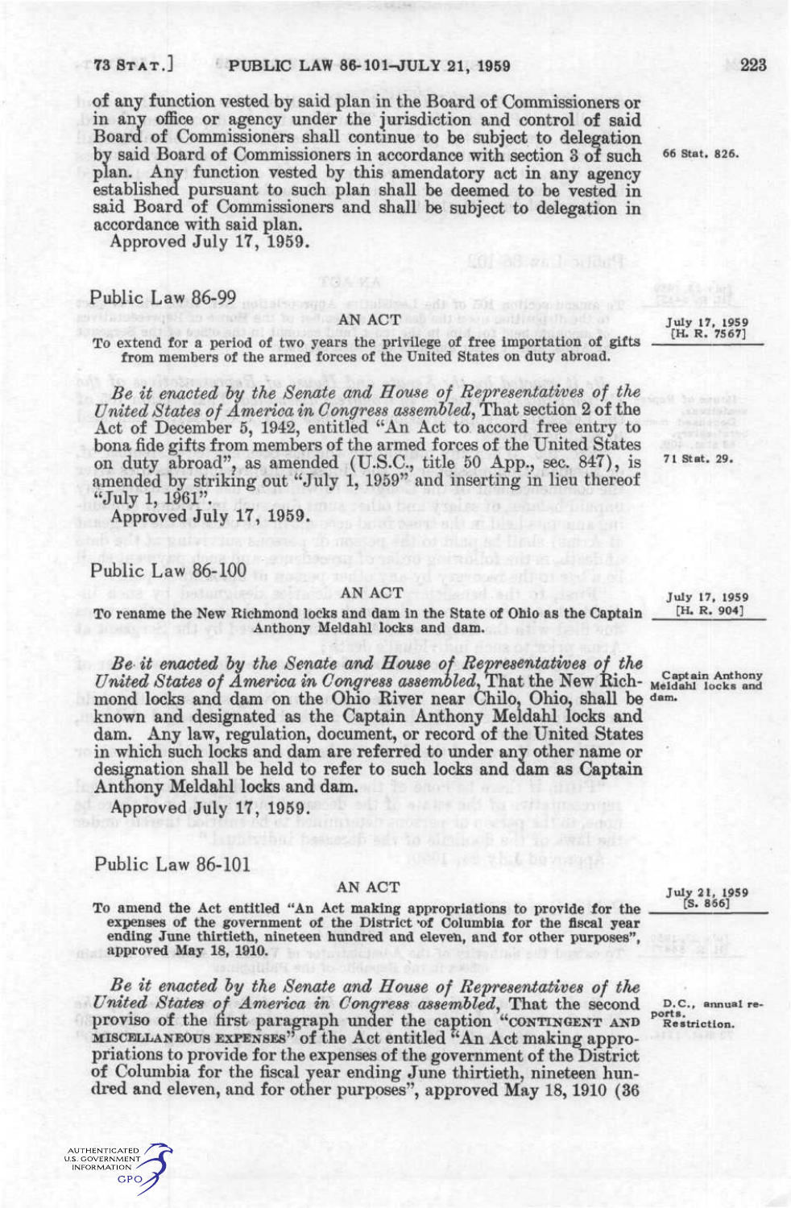of any function vested by said plan in the Board of Commissioners or in any office or agency under the jurisdiction and control of said Board of Commissioners shall continue to be subject to delegation by said Board of Commissioners in accordance with section 3 of such plan. Any function vested by this amendatory act in any agency established pursuant to such plan shall be deemed to be vested in said Board of Commissioners and shall be subject to delegation in accordance with said plan.

66 Stat. 826.

Approved July 17, 1959.

## Public Law 86-99

July 17, 1959 [H. R. 7567]

### AN ACT

To extend for a period of two years the privilege of free importation of gifts from members of the armed forces of the United States on duty abroad.

*Be it enacted by the Senate and House of Representatives of the United States of America in Congress assembled*, That section 2 of the Act of December 5, 1942, entitled "An Act to accord free entry to bona fide gifts from members of the armed forces of the United States on duty abroad", as amended (U.S.C., title 50 App., sec. 847), is amended by striking out "July 1, 1959" and inserting in lieu thereof "July 1, 1961".

71 Stat. 29.

Approved July 17, 1959.

## Public Law 86-100

July 17, 1959 [H. R. 904]

### AN ACT

To rename the New Richmond locks and dam in the State of Ohio as the Captain Anthony Meldahl locks and dam.

*Be it enacted by the Senate and House of Representatives of the United States of America in Congress assembled*, That the New Richmond locks and dam on the Ohio River near Chilo, Ohio, shall be known and designated as the Captain Anthony Meldahl locks and dam. Any law, regulation, document, or record of the United States in which such locks and dam are referred to under any other name or designation shall be held to refer to such locks and dam as Captain Anthony Meldahl locks and dam.

Captain Anthony Meldahl locks and dam.

Approved July 17, 1959.

## Public Law 86-101

July 21, 1959 [S. 866]

### AN ACT

To amend the Act entitled "An Act making appropriations to provide for the expenses of the government of the District of Columbia for the fiscal year ending June thirtieth, nineteen hundred and eleven, and for other purposes", approved May 18, 1910.

*Be it enacted by the Senate and House of Representatives of the United States of America in Congress assembled*, That the second proviso of the first paragraph under the caption "CONTINGENT AND MISCELLANEOUS EXPENSES" of the Act entitled "An Act making appropriations to provide for the expenses of the government of the District of Columbia for the fiscal year ending June thirtieth, nineteen hundred and eleven, and for other purposes", approved May 18, 1910 (36

D.C., annual reports. Restriction.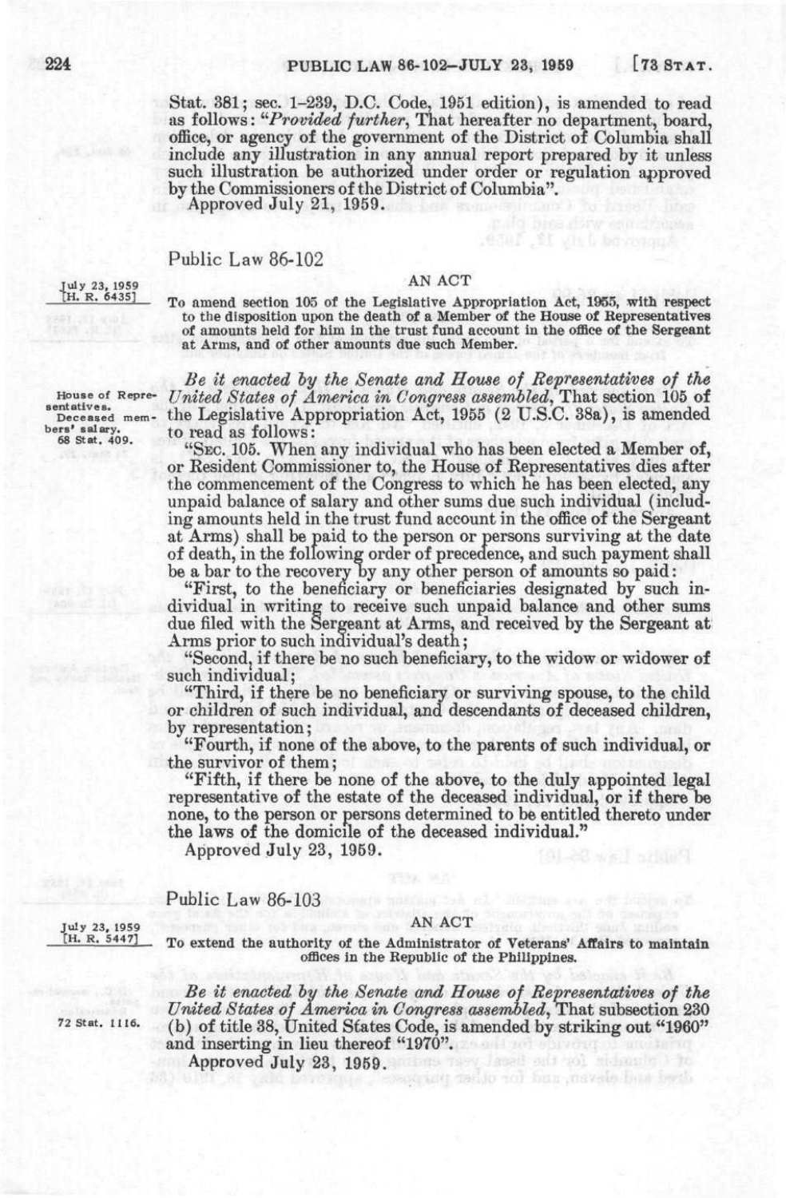Stat. 381; sec. 1–239, D.C. Code, 1951 edition), is amended to read as follows: "*Provided further*, That hereafter no department, board, office, or agency of the government of the District of Columbia shall include any illustration in any annual report prepared by it unless such illustration be authorized under order or regulation approved by the Commissioners of the District of Columbia".

Approved July 21, 1959.

## Public Law 86-102

July 23, 1959
[H. R. 6435]

### AN ACT

To amend section 105 of the Legislative Appropriation Act, 1955, with respect to the disposition upon the death of a Member of the House of Representatives of amounts held for him in the trust fund account in the office of the Sergeant at Arms, and of other amounts due such Member.

House of Representatives.
Deceased members' salary.
68 Stat. 409.

*Be it enacted by the Senate and House of Representatives of the United States of America in Congress assembled*, That section 105 of the Legislative Appropriation Act, 1955 (2 U.S.C. 38a), is amended to read as follows:

"SEC. 105. When any individual who has been elected a Member of, or Resident Commissioner to, the House of Representatives dies after the commencement of the Congress to which he has been elected, any unpaid balance of salary and other sums due such individual (including amounts held in the trust fund account in the office of the Sergeant at Arms) shall be paid to the person or persons surviving at the date of death, in the following order of precedence, and such payment shall be a bar to the recovery by any other person of amounts so paid:

"First, to the beneficiary or beneficiaries designated by such individual in writing to receive such unpaid balance and other sums due filed with the Sergeant at Arms, and received by the Sergeant at Arms prior to such individual's death;

"Second, if there be no such beneficiary, to the widow or widower of such individual;

"Third, if there be no beneficiary or surviving spouse, to the child or children of such individual, and descendants of deceased children, by representation;

"Fourth, if none of the above, to the parents of such individual, or the survivor of them;

"Fifth, if there be none of the above, to the duly appointed legal representative of the estate of the deceased individual, or if there be none, to the person or persons determined to be entitled thereto under the laws of the domicile of the deceased individual."

Approved July 23, 1959.

## Public Law 86-103

July 23, 1959
[H. R. 5447]

### AN ACT

To extend the authority of the Administrator of Veterans' Affairs to maintain offices in the Republic of the Philippines.

72 Stat. 1116.

*Be it enacted by the Senate and House of Representatives of the United States of America in Congress assembled*, That subsection 230 (b) of title 38, United States Code, is amended by striking out "1960" and inserting in lieu thereof "1970".

Approved July 23, 1959.